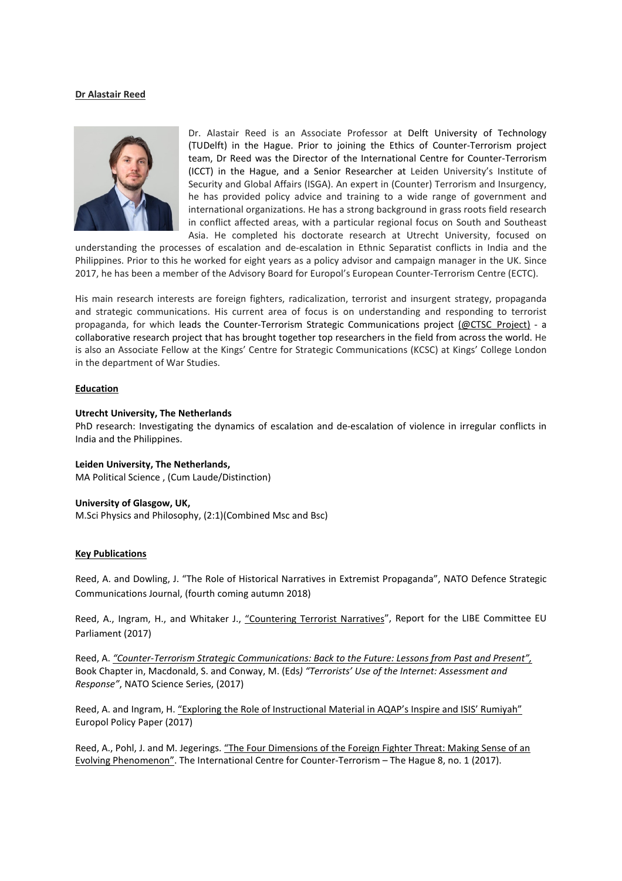**Dr Alastair Reed**

Dr. Alastair Reed is an Associate Professor at Delft University of Technology (TUDelft) in the Hague. Prior to joining the Ethics of Counter-Terrorism project team, Dr Reed was the Director of the International Centre for Counter-Terrorism (ICCT) in the Hague, and a Senior Researcher at Leiden University's Institute of Security and Global Affairs (ISGA). An expert in (Counter) Terrorism and Insurgency, he has provided policy advice and training to a wide range of government and international organizations. He has a strong background in grass roots field research in conflict affected areas, with a particular regional focus on South and Southeast Asia. He completed his doctorate research at Utrecht University, focused on understanding the processes of escalation and de-escalation in Ethnic Separatist conflicts in India and the Philippines. Prior to this he worked for eight years as a policy advisor and campaign manager in the UK. Since 2017, he has been a member of the Advisory Board for Europol's European Counter-Terrorism Centre (ECTC).

His main research interests are foreign fighters, radicalization, terrorist and insurgent strategy, propaganda and strategic communications. His current area of focus is on understanding and responding to terrorist propaganda, for which leads the Counter-Terrorism Strategic Communications project (@CTSC Project) - a collaborative research project that has brought together top researchers in the field from across the world. He is also an Associate Fellow at the Kings' Centre for Strategic Communications (KCSC) at Kings' College London in the department of War Studies.

**Education**

**Utrecht University, The Netherlands**
PhD research: Investigating the dynamics of escalation and de-escalation of violence in irregular conflicts in India and the Philippines.

**Leiden University, The Netherlands,**
MA Political Science , (Cum Laude/Distinction)

**University of Glasgow, UK,**
M.Sci Physics and Philosophy, (2:1)(Combined Msc and Bsc)

**Key Publications**

Reed, A. and Dowling, J. "The Role of Historical Narratives in Extremist Propaganda", NATO Defence Strategic Communications Journal, (fourth coming autumn 2018)

Reed, A., Ingram, H., and Whitaker J., "Countering Terrorist Narratives", Report for the LIBE Committee EU Parliament (2017)

Reed, A. *"Counter-Terrorism Strategic Communications: Back to the Future: Lessons from Past and Present",* Book Chapter in, Macdonald, S. and Conway, M. (Eds*) "Terrorists' Use of the Internet: Assessment and Response"*, NATO Science Series, (2017)

Reed, A. and Ingram, H. "Exploring the Role of Instructional Material in AQAP's Inspire and ISIS' Rumiyah" Europol Policy Paper (2017)

Reed, A., Pohl, J. and M. Jegerings. "The Four Dimensions of the Foreign Fighter Threat: Making Sense of an Evolving Phenomenon". The International Centre for Counter-Terrorism – The Hague 8, no. 1 (2017).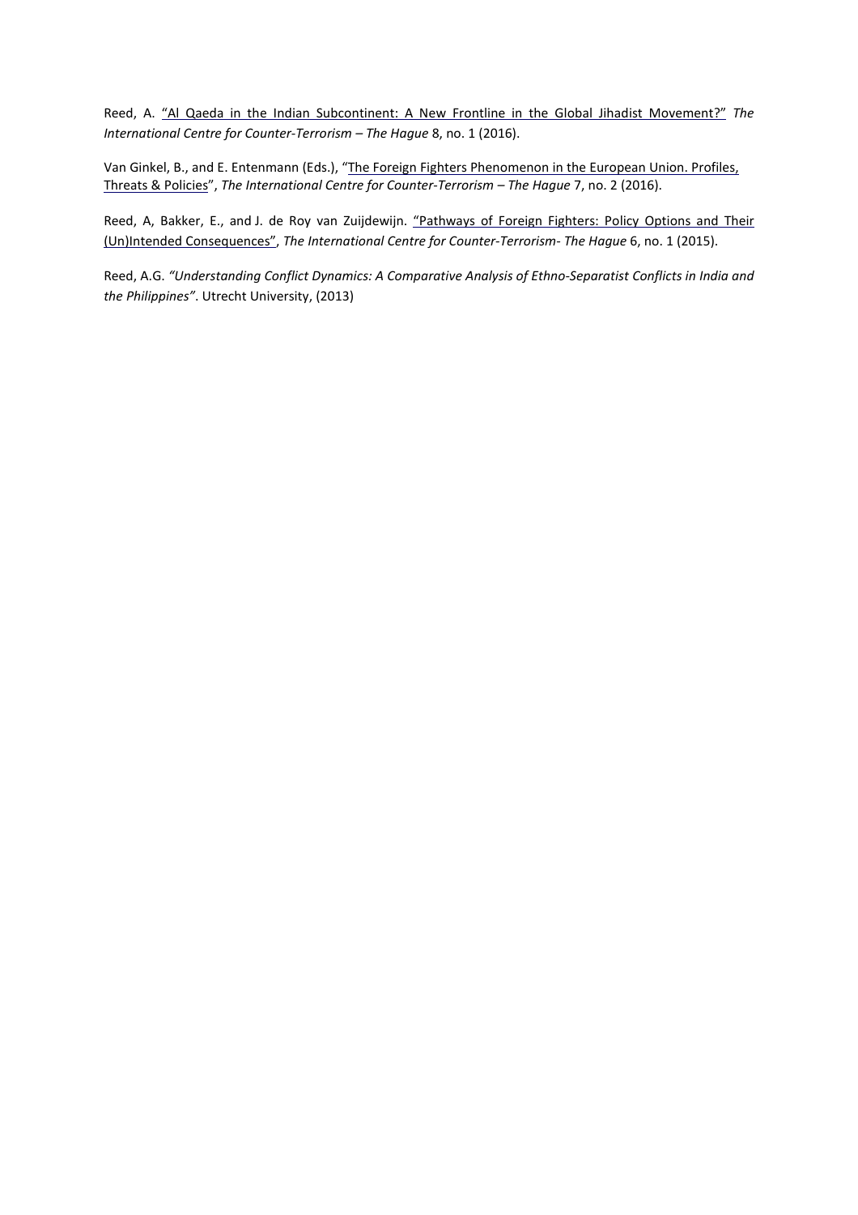Reed, A. "Al Qaeda in the Indian Subcontinent: A New Frontline in the Global Jihadist Movement?" *The International Centre for Counter-Terrorism – The Hague* 8, no. 1 (2016).

Van Ginkel, B., and E. Entenmann (Eds.), "The Foreign Fighters Phenomenon in the European Union. Profiles, Threats & Policies", *The International Centre for Counter-Terrorism – The Hague* 7, no. 2 (2016).

Reed, A, Bakker, E., and J. de Roy van Zuijdewijn. "Pathways of Foreign Fighters: Policy Options and Their (Un)Intended Consequences", *The International Centre for Counter-Terrorism- The Hague* 6, no. 1 (2015).

Reed, A.G. *"Understanding Conflict Dynamics: A Comparative Analysis of Ethno-Separatist Conflicts in India and the Philippines"*. Utrecht University, (2013)